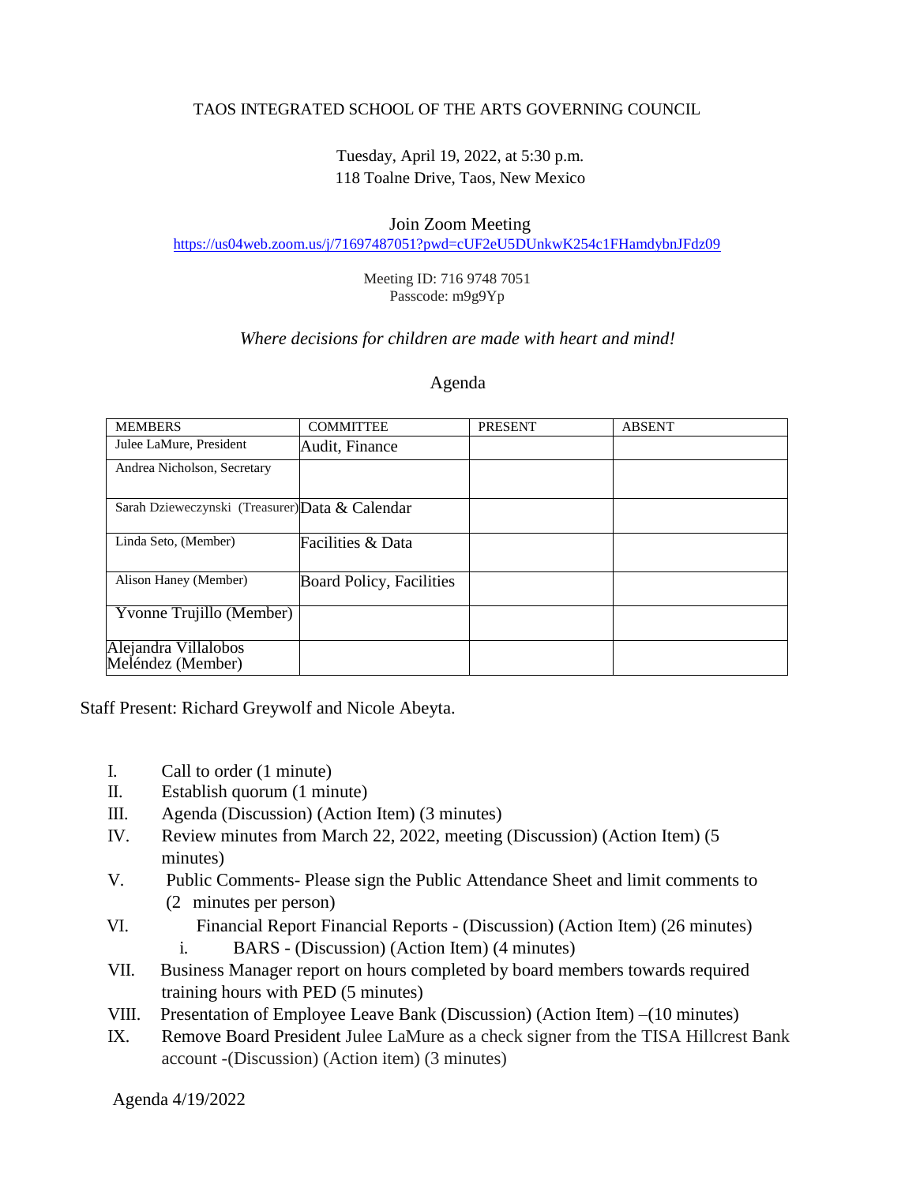TAOS INTEGRATED SCHOOL OF THE ARTS GOVERNING COUNCIL

Tuesday, April 19, 2022, at 5:30 p.m.
118 Toalne Drive, Taos, New Mexico

Join Zoom Meeting
https://us04web.zoom.us/j/71697487051?pwd=cUF2eU5DUnkwK254c1FHamdybnJFdz09

Meeting ID: 716 9748 7051
Passcode: m9g9Yp

*Where decisions for children are made with heart and mind!*

Agenda

| MEMBERS | COMMITTEE | PRESENT | ABSENT |
|---|---|---|---|
| Julee LaMure, President | Audit, Finance | | |
| Andrea Nicholson, Secretary | | | |
| Sarah Dzieweczynski (Treasurer) | Data & Calendar | | |
| Linda Seto, (Member) | Facilities & Data | | |
| Alison Haney (Member) | Board Policy, Facilities | | |
| Yvonne Trujillo (Member) | | | |
| Alejandra Villalobos Meléndez (Member) | | | |

Staff Present: Richard Greywolf and Nicole Abeyta.

I. Call to order (1 minute)
II. Establish quorum (1 minute)
III. Agenda (Discussion) (Action Item) (3 minutes)
IV. Review minutes from March 22, 2022, meeting (Discussion) (Action Item) (5 minutes)
V. Public Comments- Please sign the Public Attendance Sheet and limit comments to (2 minutes per person)
VI. Financial Report Financial Reports - (Discussion) (Action Item) (26 minutes)
   i. BARS - (Discussion) (Action Item) (4 minutes)
VII. Business Manager report on hours completed by board members towards required training hours with PED (5 minutes)
VIII. Presentation of Employee Leave Bank (Discussion) (Action Item) –(10 minutes)
IX. Remove Board President Julee LaMure as a check signer from the TISA Hillcrest Bank account -(Discussion) (Action item) (3 minutes)

Agenda 4/19/2022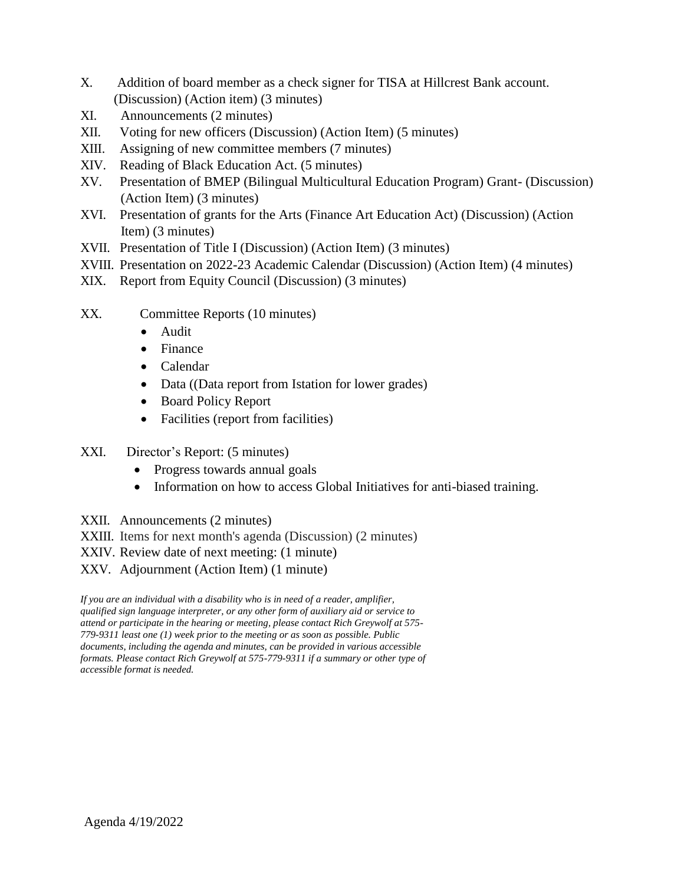X. Addition of board member as a check signer for TISA at Hillcrest Bank account. (Discussion) (Action item) (3 minutes)

XI. Announcements (2 minutes)

XII. Voting for new officers (Discussion) (Action Item) (5 minutes)

XIII. Assigning of new committee members (7 minutes)

XIV. Reading of Black Education Act. (5 minutes)

XV. Presentation of BMEP (Bilingual Multicultural Education Program) Grant- (Discussion) (Action Item) (3 minutes)

XVI. Presentation of grants for the Arts (Finance Art Education Act) (Discussion) (Action Item) (3 minutes)

XVII. Presentation of Title I (Discussion) (Action Item) (3 minutes)

XVIII. Presentation on 2022-23 Academic Calendar (Discussion) (Action Item) (4 minutes)

XIX. Report from Equity Council (Discussion) (3 minutes)

XX. Committee Reports (10 minutes)

- Audit
- Finance
- Calendar
- Data ((Data report from Istation for lower grades)
- Board Policy Report
- Facilities (report from facilities)

XXI. Director's Report: (5 minutes)

- Progress towards annual goals
- Information on how to access Global Initiatives for anti-biased training.

XXII. Announcements (2 minutes)

XXIII. Items for next month's agenda (Discussion) (2 minutes)

XXIV. Review date of next meeting: (1 minute)

XXV. Adjournment (Action Item) (1 minute)

*If you are an individual with a disability who is in need of a reader, amplifier, qualified sign language interpreter, or any other form of auxiliary aid or service to attend or participate in the hearing or meeting, please contact Rich Greywolf at 575-779-9311 least one (1) week prior to the meeting or as soon as possible. Public documents, including the agenda and minutes, can be provided in various accessible formats. Please contact Rich Greywolf at 575-779-9311 if a summary or other type of accessible format is needed.*

Agenda 4/19/2022